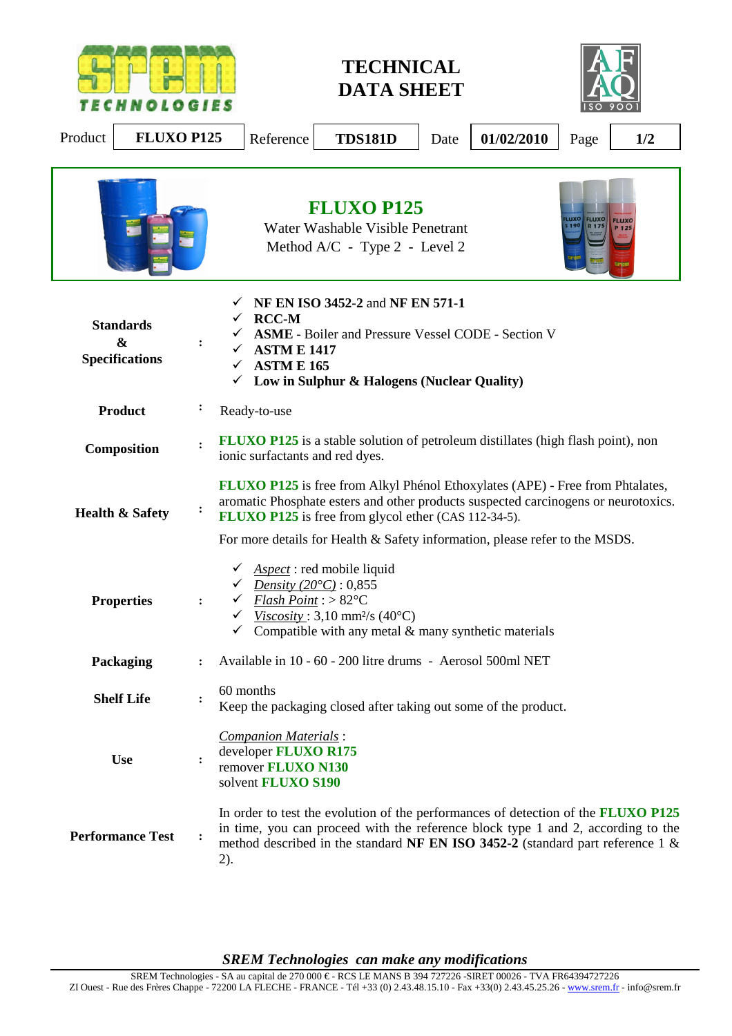# TECHNICAL DATA SHEET

| Product | FLUXO P125 | Reference | TDS181D | Date | 01/02/2010 | Page | 1/2 |
|---|---|---|---|---|---|---|---|

## FLUXO P125

Water Washable Visible Penetrant
Method A/C - Type 2 - Level 2

**Standards & Specifications** :

- ✓ **NF EN ISO 3452-2** and **NF EN 571-1**
- ✓ **RCC-M**
- ✓ **ASME** - Boiler and Pressure Vessel CODE - Section V
- ✓ **ASTM E 1417**
- ✓ **ASTM E 165**
- ✓ **Low in Sulphur & Halogens (Nuclear Quality)**

**Product** : Ready-to-use

**Composition** : **FLUXO P125** is a stable solution of petroleum distillates (high flash point), non ionic surfactants and red dyes.

**Health & Safety** : **FLUXO P125** is free from Alkyl Phénol Ethoxylates (APE) - Free from Phtalates, aromatic Phosphate esters and other products suspected carcinogens or neurotoxics. **FLUXO P125** is free from glycol ether (CAS 112-34-5).

For more details for Health & Safety information, please refer to the MSDS.

**Properties** :

- ✓ *Aspect* : red mobile liquid
- ✓ *Density (20°C)* : 0,855
- ✓ *Flash Point* : > 82°C
- ✓ *Viscosity* : 3,10 mm²/s (40°C)
- ✓ Compatible with any metal & many synthetic materials

**Packaging** : Available in 10 - 60 - 200 litre drums - Aerosol 500ml NET

**Shelf Life** : 60 months
Keep the packaging closed after taking out some of the product.

**Use** :

*Companion Materials* :
developer **FLUXO R175**
remover **FLUXO N130**
solvent **FLUXO S190**

**Performance Test** : In order to test the evolution of the performances of detection of the **FLUXO P125** in time, you can proceed with the reference block type 1 and 2, according to the method described in the standard **NF EN ISO 3452-2** (standard part reference 1 & 2).

***SREM Technologies can make any modifications***

SREM Technologies - SA au capital de 270 000 € - RCS LE MANS B 394 727226 -SIRET 00026 - TVA FR64394727226
ZI Ouest - Rue des Frères Chappe - 72200 LA FLECHE - FRANCE - Tél +33 (0) 2.43.48.15.10 - Fax +33(0) 2.43.45.25.26 - www.srem.fr - info@srem.fr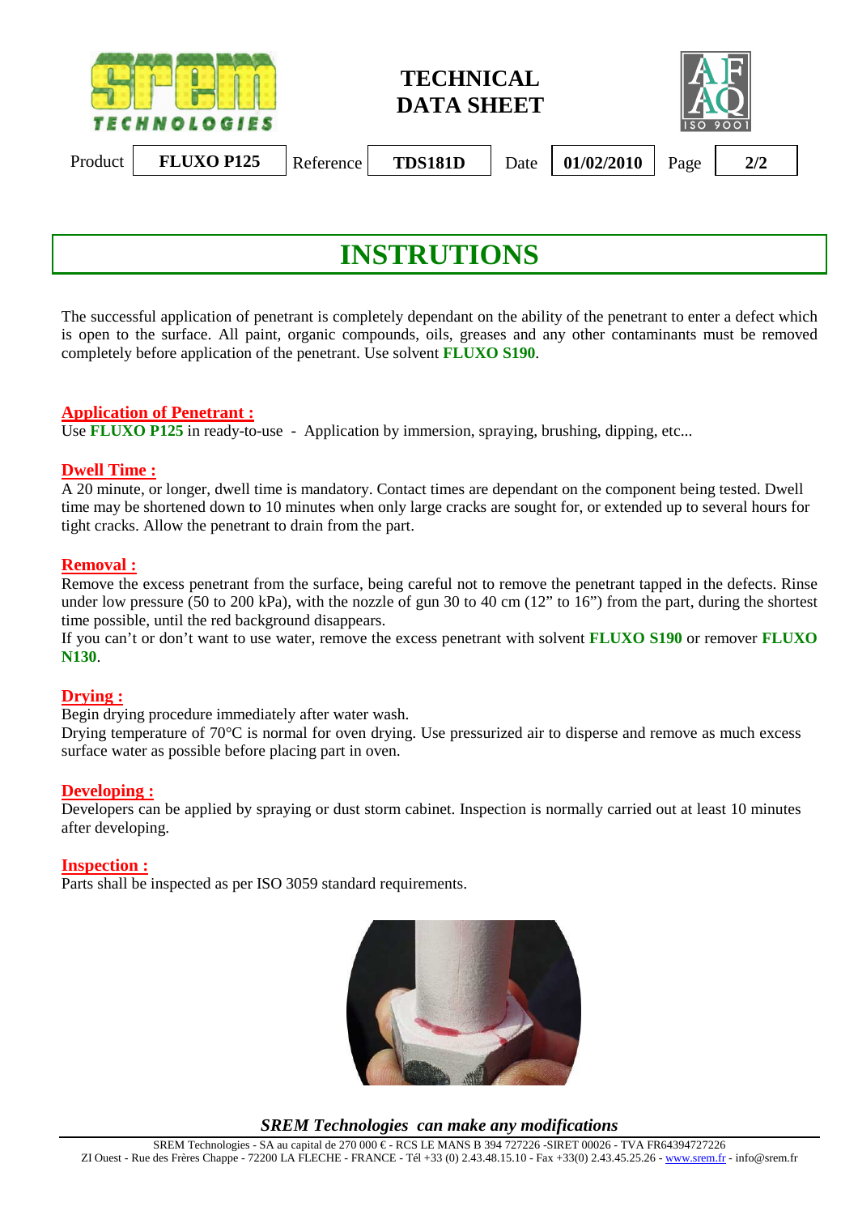**TECHNICAL DATA SHEET**

| Product | FLUXO P125 | Reference | TDS181D | Date | 01/02/2010 | Page | 2/2 |
|---|---|---|---|---|---|---|---|

# INSTRUTIONS

The successful application of penetrant is completely dependant on the ability of the penetrant to enter a defect which is open to the surface. All paint, organic compounds, oils, greases and any other contaminants must be removed completely before application of the penetrant. Use solvent **FLUXO S190**.

## Application of Penetrant :

Use **FLUXO P125** in ready-to-use - Application by immersion, spraying, brushing, dipping, etc...

## Dwell Time :

A 20 minute, or longer, dwell time is mandatory. Contact times are dependant on the component being tested. Dwell time may be shortened down to 10 minutes when only large cracks are sought for, or extended up to several hours for tight cracks. Allow the penetrant to drain from the part.

## Removal :

Remove the excess penetrant from the surface, being careful not to remove the penetrant tapped in the defects. Rinse under low pressure (50 to 200 kPa), with the nozzle of gun 30 to 40 cm (12" to 16") from the part, during the shortest time possible, until the red background disappears.

If you can't or don't want to use water, remove the excess penetrant with solvent **FLUXO S190** or remover **FLUXO N130**.

## Drying :

Begin drying procedure immediately after water wash.

Drying temperature of 70°C is normal for oven drying. Use pressurized air to disperse and remove as much excess surface water as possible before placing part in oven.

## Developing :

Developers can be applied by spraying or dust storm cabinet. Inspection is normally carried out at least 10 minutes after developing.

## Inspection :

Parts shall be inspected as per ISO 3059 standard requirements.

***SREM Technologies can make any modifications***

SREM Technologies - SA au capital de 270 000 € - RCS LE MANS B 394 727226 -SIRET 00026 - TVA FR64394727226
ZI Ouest - Rue des Frères Chappe - 72200 LA FLECHE - FRANCE - Tél +33 (0) 2.43.48.15.10 - Fax +33(0) 2.43.45.25.26 - www.srem.fr - info@srem.fr